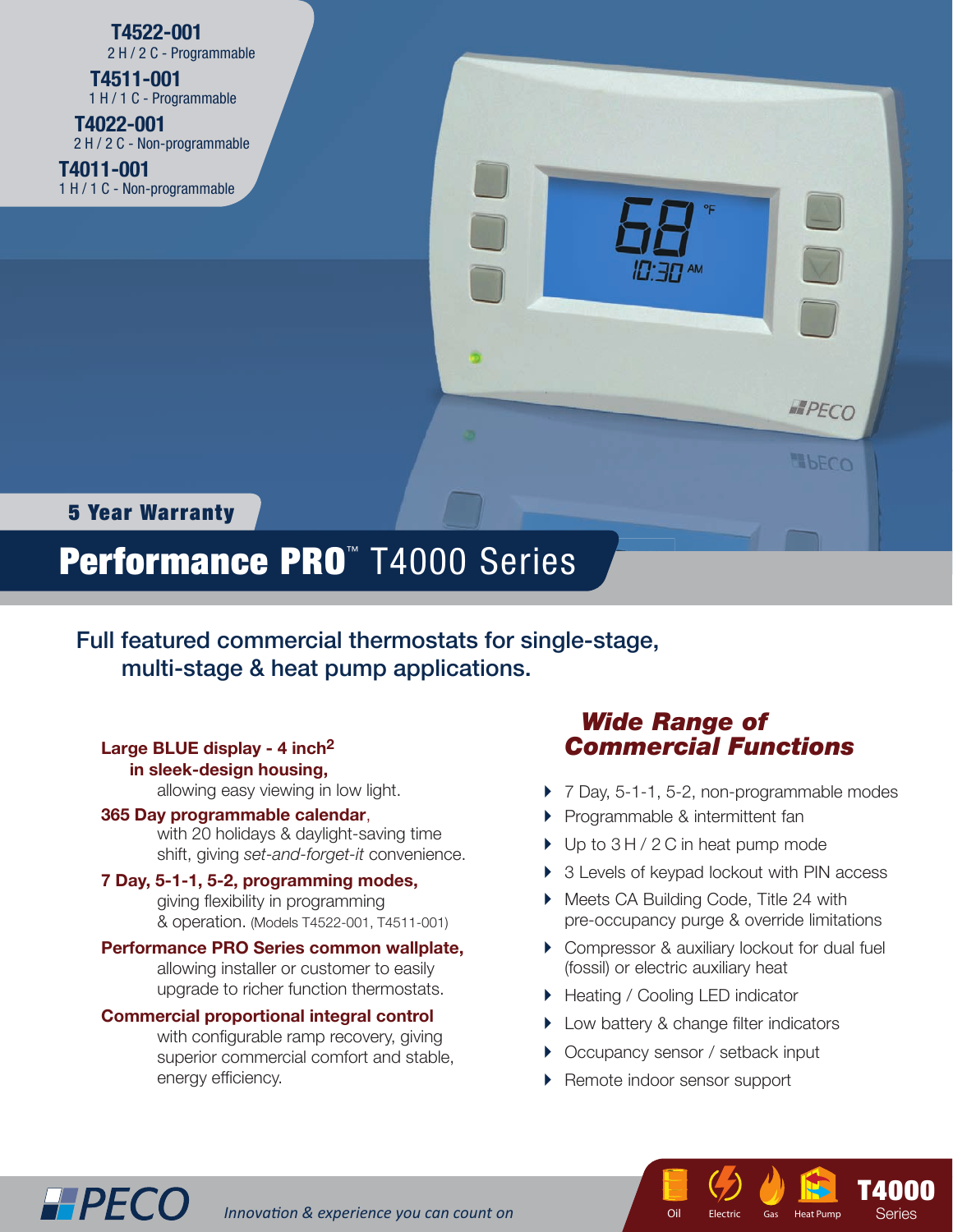**T4522-001**
2 H / 2 C - Programmable

**T4511-001**
1 H / 1 C - Programmable

**T4022-001**
2 H / 2 C - Non-programmable

**T4011-001**
1 H / 1 C - Non-programmable

**5 Year Warranty**

# Performance PRO™ T4000 Series

## Full featured commercial thermostats for single-stage, multi-stage & heat pump applications.

**Large BLUE display - 4 inch$^2$ in sleek-design housing,** allowing easy viewing in low light.

**365 Day programmable calendar**, with 20 holidays & daylight-saving time shift, giving *set-and-forget-it* convenience.

**7 Day, 5-1-1, 5-2, programming modes,** giving flexibility in programming & operation. (Models T4522-001, T4511-001)

**Performance PRO Series common wallplate,** allowing installer or customer to easily upgrade to richer function thermostats.

**Commercial proportional integral control** with configurable ramp recovery, giving superior commercial comfort and stable, energy efficiency.

### *Wide Range of Commercial Functions*

- 7 Day, 5-1-1, 5-2, non-programmable modes
- Programmable & intermittent fan
- Up to 3 H / 2 C in heat pump mode
- 3 Levels of keypad lockout with PIN access
- Meets CA Building Code, Title 24 with pre-occupancy purge & override limitations
- Compressor & auxiliary lockout for dual fuel (fossil) or electric auxiliary heat
- Heating / Cooling LED indicator
- Low battery & change filter indicators
- Occupancy sensor / setback input
- Remote indoor sensor support

PECO *Innovation & experience you can count on*

Oil | Electric | Gas | Heat Pump — **T4000** Series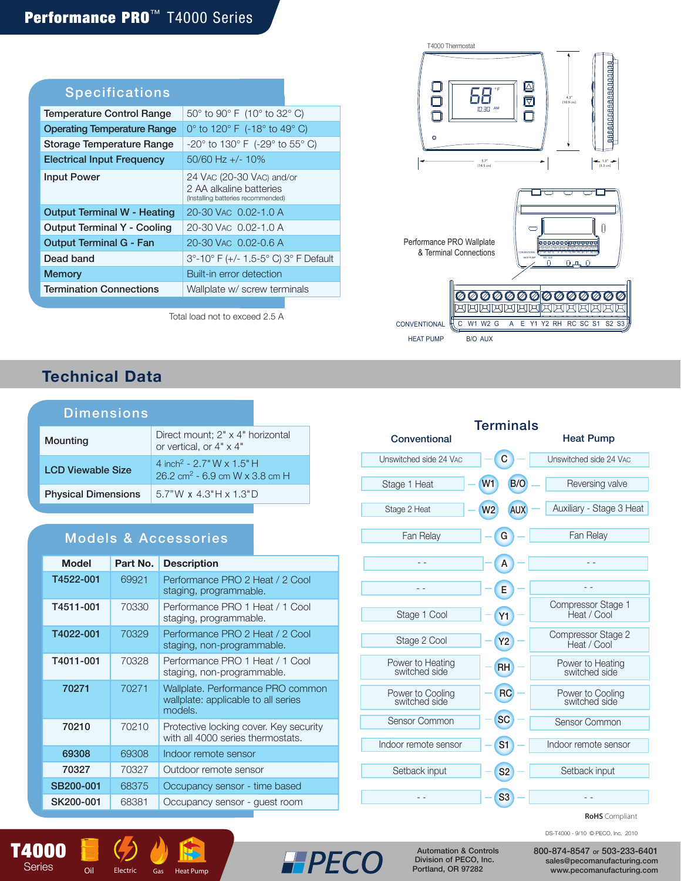# Performance PRO™ T4000 Series

## Specifications

| | |
|---|---|
| Temperature Control Range | 50° to 90° F (10° to 32° C) |
| Operating Temperature Range | 0° to 120° F (-18° to 49° C) |
| Storage Temperature Range | -20° to 130° F (-29° to 55° C) |
| Electrical Input Frequency | 50/60 Hz +/- 10% |
| Input Power | 24 VAC (20-30 VAC) and/or 2 AA alkaline batteries (Installing batteries recommended) |
| Output Terminal W - Heating | 20-30 VAC 0.02-1.0 A |
| Output Terminal Y - Cooling | 20-30 VAC 0.02-1.0 A |
| Output Terminal G - Fan | 20-30 VAC 0.02-0.6 A |
| Dead band | 3°-10° F (+/- 1.5-5° C) 3° F Default |
| Memory | Built-in error detection |
| Termination Connections | Wallplate w/ screw terminals |

Total load not to exceed 2.5 A

T4000 Thermostat

68 °F
10:30 AM

4.3" (10.9 cm)

5.7" (14.5 cm)

1.3" (3.3 cm)

Performance PRO Wallplate & Terminal Connections

CONVENTIONAL C W1 W2 G A E Y1 Y2 RH RC SC S1 S2 S3

HEAT PUMP B/O AUX

## Technical Data

### Dimensions

| | |
|---|---|
| Mounting | Direct mount; 2" x 4" horizontal or vertical, or 4" x 4" |
| LCD Viewable Size | 4 inch$^2$ - 2.7" W x 1.5" H<br>26.2 cm$^2$ - 6.9 cm W x 3.8 cm H |
| Physical Dimensions | 5.7"W x 4.3"H x 1.3"D |

### Models & Accessories

| Model | Part No. | Description |
|---|---|---|
| T4522-001 | 69921 | Performance PRO 2 Heat / 2 Cool staging, programmable. |
| T4511-001 | 70330 | Performance PRO 1 Heat / 1 Cool staging, programmable. |
| T4022-001 | 70329 | Performance PRO 2 Heat / 2 Cool staging, non-programmable. |
| T4011-001 | 70328 | Performance PRO 1 Heat / 1 Cool staging, non-programmable. |
| 70271 | 70271 | Wallplate. Performance PRO common wallplate: applicable to all series models. |
| 70210 | 70210 | Protective locking cover. Key security with all 4000 series thermostats. |
| 69308 | 69308 | Indoor remote sensor |
| 70327 | 70327 | Outdoor remote sensor |
| SB200-001 | 68375 | Occupancy sensor - time based |
| SK200-001 | 68381 | Occupancy sensor - guest room |

### Terminals

| Conventional | Terminal | Heat Pump |
|---|---|---|
| Unswitched side 24 VAC | C | Unswitched side 24 VAC |
| Stage 1 Heat | W1 / B/O | Reversing valve |
| Stage 2 Heat | W2 / AUX | Auxiliary - Stage 3 Heat |
| Fan Relay | G | Fan Relay |
| - - | A | - - |
| - - | E | - - |
| Stage 1 Cool | Y1 | Compressor Stage 1 Heat / Cool |
| Stage 2 Cool | Y2 | Compressor Stage 2 Heat / Cool |
| Power to Heating switched side | RH | Power to Heating switched side |
| Power to Cooling switched side | RC | Power to Cooling switched side |
| Sensor Common | SC | Sensor Common |
| Indoor remote sensor | S1 | Indoor remote sensor |
| Setback input | S2 | Setback input |
| - - | S3 | - - |

**RoHS** Compliant

DS-T4000 - 9/10 © PECO, Inc. 2010

**T4000** Series — Oil, Electric, Gas, Heat Pump

PECO

Automation & Controls
Division of PECO, Inc.
Portland, OR 97282

800-874-8547 or 503-233-6401
sales@pecomanufacturing.com
www.pecomanufacturing.com